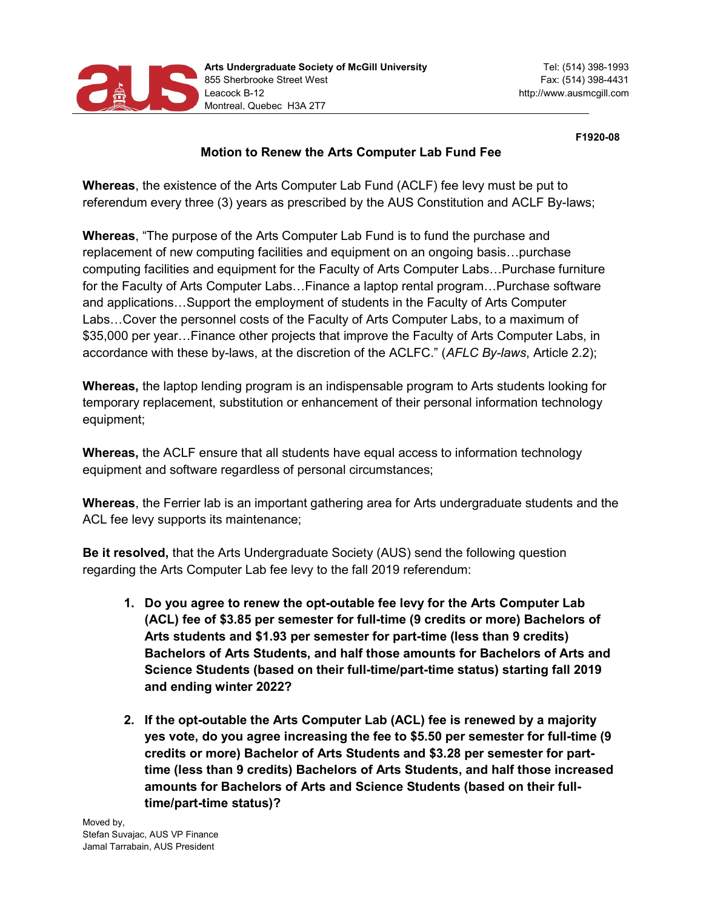**Arts Undergraduate Society of McGill University**
855 Sherbrooke Street West
Leacock B-12
Montreal, Quebec H3A 2T7

Tel: (514) 398-1993
Fax: (514) 398-4431
http://www.ausmcgill.com

**F1920-08**

## Motion to Renew the Arts Computer Lab Fund Fee

**Whereas**, the existence of the Arts Computer Lab Fund (ACLF) fee levy must be put to referendum every three (3) years as prescribed by the AUS Constitution and ACLF By-laws;

**Whereas**, "The purpose of the Arts Computer Lab Fund is to fund the purchase and replacement of new computing facilities and equipment on an ongoing basis…purchase computing facilities and equipment for the Faculty of Arts Computer Labs…Purchase furniture for the Faculty of Arts Computer Labs…Finance a laptop rental program…Purchase software and applications…Support the employment of students in the Faculty of Arts Computer Labs…Cover the personnel costs of the Faculty of Arts Computer Labs, to a maximum of $35,000 per year…Finance other projects that improve the Faculty of Arts Computer Labs, in accordance with these by-laws, at the discretion of the ACLFC." (*AFLC By-laws*, Article 2.2);

**Whereas,** the laptop lending program is an indispensable program to Arts students looking for temporary replacement, substitution or enhancement of their personal information technology equipment;

**Whereas,** the ACLF ensure that all students have equal access to information technology equipment and software regardless of personal circumstances;

**Whereas**, the Ferrier lab is an important gathering area for Arts undergraduate students and the ACL fee levy supports its maintenance;

**Be it resolved,** that the Arts Undergraduate Society (AUS) send the following question regarding the Arts Computer Lab fee levy to the fall 2019 referendum:

1. **Do you agree to renew the opt-outable fee levy for the Arts Computer Lab (ACL) fee of $3.85 per semester for full-time (9 credits or more) Bachelors of Arts students and $1.93 per semester for part-time (less than 9 credits) Bachelors of Arts Students, and half those amounts for Bachelors of Arts and Science Students (based on their full-time/part-time status) starting fall 2019 and ending winter 2022?**

2. **If the opt-outable the Arts Computer Lab (ACL) fee is renewed by a majority yes vote, do you agree increasing the fee to $5.50 per semester for full-time (9 credits or more) Bachelor of Arts Students and $3.28 per semester for part-time (less than 9 credits) Bachelors of Arts Students, and half those increased amounts for Bachelors of Arts and Science Students (based on their full-time/part-time status)?**

Moved by,
Stefan Suvajac, AUS VP Finance
Jamal Tarrabain, AUS President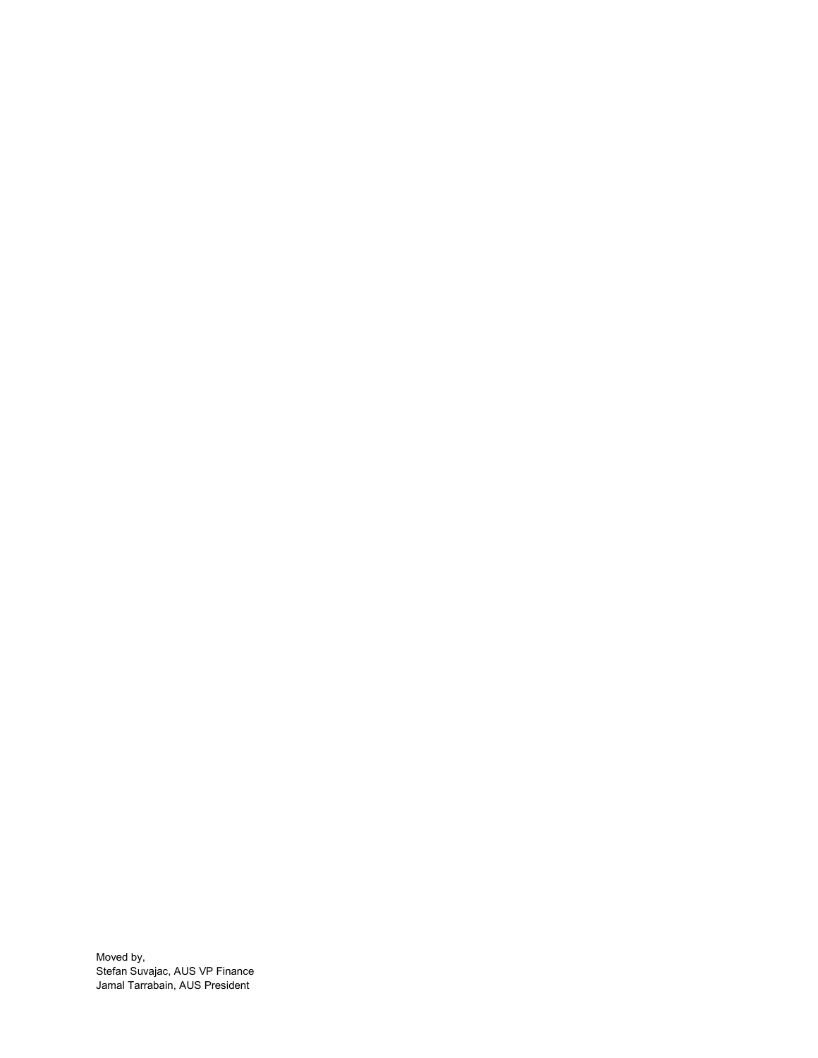Moved by,
Stefan Suvajac, AUS VP Finance
Jamal Tarrabain, AUS President